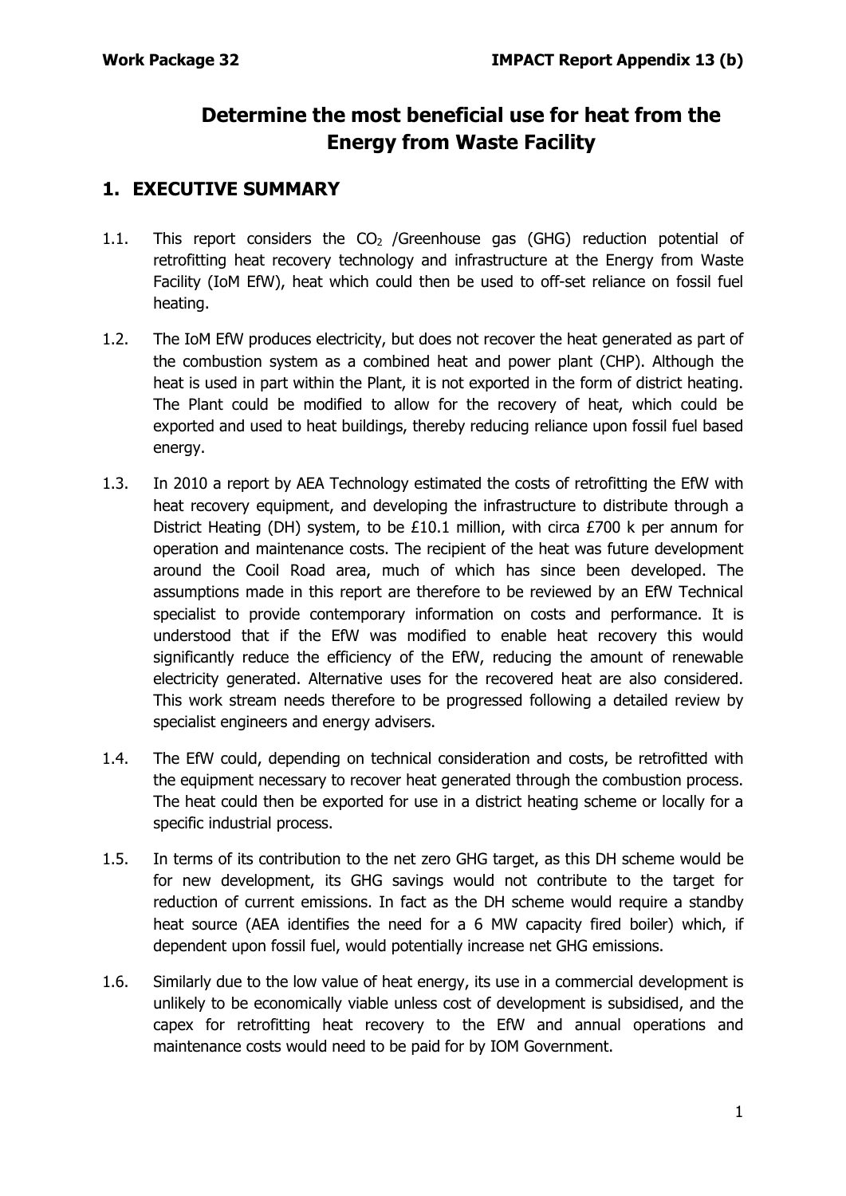# Determine the most beneficial use for heat from the Energy from Waste Facility

## 1. EXECUTIVE SUMMARY

1.1. This report considers the $CO_2$ /Greenhouse gas (GHG) reduction potential of retrofitting heat recovery technology and infrastructure at the Energy from Waste Facility (IoM EfW), heat which could then be used to off-set reliance on fossil fuel heating.

1.2. The IoM EfW produces electricity, but does not recover the heat generated as part of the combustion system as a combined heat and power plant (CHP). Although the heat is used in part within the Plant, it is not exported in the form of district heating. The Plant could be modified to allow for the recovery of heat, which could be exported and used to heat buildings, thereby reducing reliance upon fossil fuel based energy.

1.3. In 2010 a report by AEA Technology estimated the costs of retrofitting the EfW with heat recovery equipment, and developing the infrastructure to distribute through a District Heating (DH) system, to be £10.1 million, with circa £700 k per annum for operation and maintenance costs. The recipient of the heat was future development around the Cooil Road area, much of which has since been developed. The assumptions made in this report are therefore to be reviewed by an EfW Technical specialist to provide contemporary information on costs and performance. It is understood that if the EfW was modified to enable heat recovery this would significantly reduce the efficiency of the EfW, reducing the amount of renewable electricity generated. Alternative uses for the recovered heat are also considered. This work stream needs therefore to be progressed following a detailed review by specialist engineers and energy advisers.

1.4. The EfW could, depending on technical consideration and costs, be retrofitted with the equipment necessary to recover heat generated through the combustion process. The heat could then be exported for use in a district heating scheme or locally for a specific industrial process.

1.5. In terms of its contribution to the net zero GHG target, as this DH scheme would be for new development, its GHG savings would not contribute to the target for reduction of current emissions. In fact as the DH scheme would require a standby heat source (AEA identifies the need for a 6 MW capacity fired boiler) which, if dependent upon fossil fuel, would potentially increase net GHG emissions.

1.6. Similarly due to the low value of heat energy, its use in a commercial development is unlikely to be economically viable unless cost of development is subsidised, and the capex for retrofitting heat recovery to the EfW and annual operations and maintenance costs would need to be paid for by IOM Government.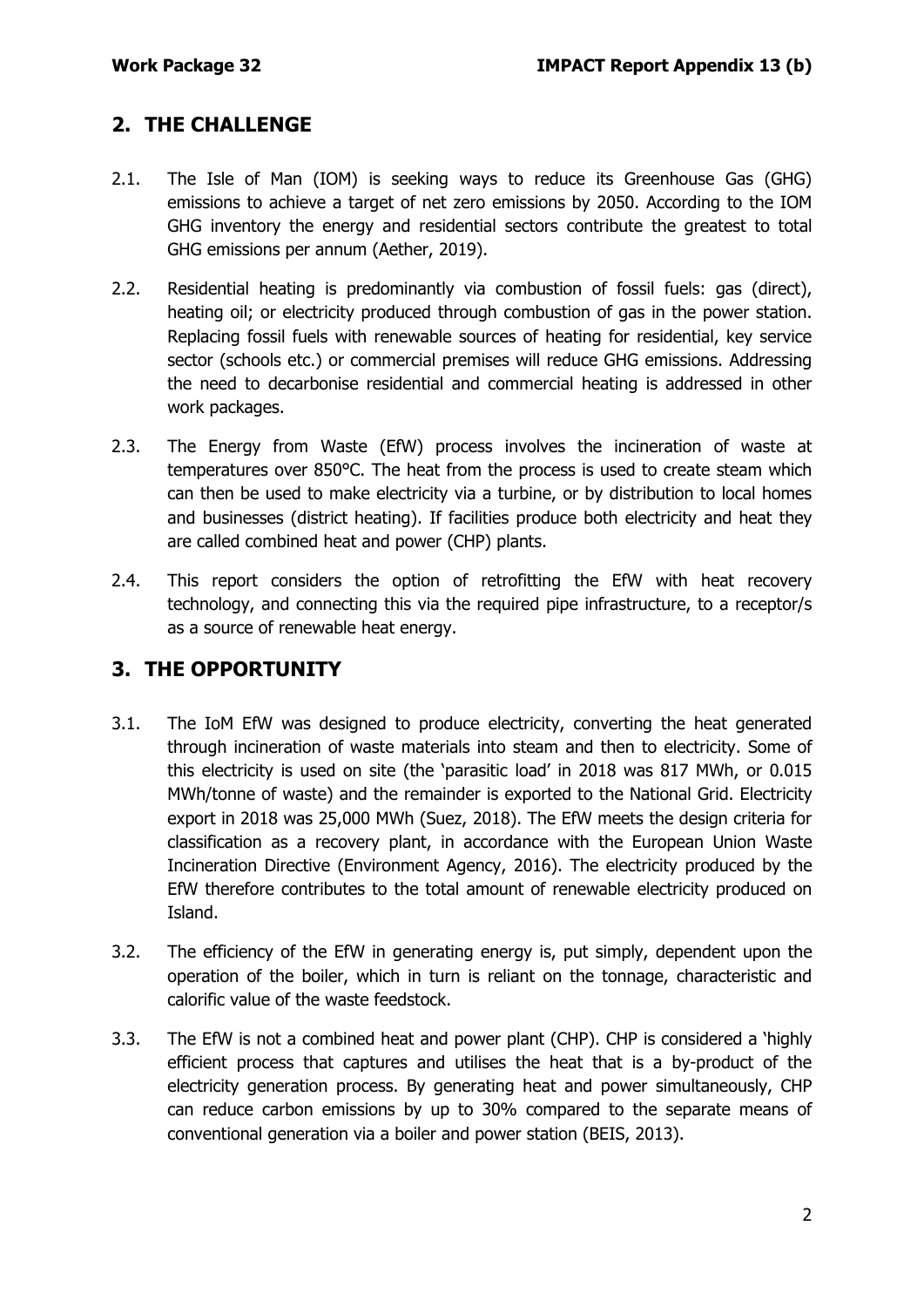## 2. THE CHALLENGE

2.1. The Isle of Man (IOM) is seeking ways to reduce its Greenhouse Gas (GHG) emissions to achieve a target of net zero emissions by 2050. According to the IOM GHG inventory the energy and residential sectors contribute the greatest to total GHG emissions per annum (Aether, 2019).

2.2. Residential heating is predominantly via combustion of fossil fuels: gas (direct), heating oil; or electricity produced through combustion of gas in the power station. Replacing fossil fuels with renewable sources of heating for residential, key service sector (schools etc.) or commercial premises will reduce GHG emissions. Addressing the need to decarbonise residential and commercial heating is addressed in other work packages.

2.3. The Energy from Waste (EfW) process involves the incineration of waste at temperatures over 850°C. The heat from the process is used to create steam which can then be used to make electricity via a turbine, or by distribution to local homes and businesses (district heating). If facilities produce both electricity and heat they are called combined heat and power (CHP) plants.

2.4. This report considers the option of retrofitting the EfW with heat recovery technology, and connecting this via the required pipe infrastructure, to a receptor/s as a source of renewable heat energy.

## 3. THE OPPORTUNITY

3.1. The IoM EfW was designed to produce electricity, converting the heat generated through incineration of waste materials into steam and then to electricity. Some of this electricity is used on site (the 'parasitic load' in 2018 was 817 MWh, or 0.015 MWh/tonne of waste) and the remainder is exported to the National Grid. Electricity export in 2018 was 25,000 MWh (Suez, 2018). The EfW meets the design criteria for classification as a recovery plant, in accordance with the European Union Waste Incineration Directive (Environment Agency, 2016). The electricity produced by the EfW therefore contributes to the total amount of renewable electricity produced on Island.

3.2. The efficiency of the EfW in generating energy is, put simply, dependent upon the operation of the boiler, which in turn is reliant on the tonnage, characteristic and calorific value of the waste feedstock.

3.3. The EfW is not a combined heat and power plant (CHP). CHP is considered a 'highly efficient process that captures and utilises the heat that is a by-product of the electricity generation process. By generating heat and power simultaneously, CHP can reduce carbon emissions by up to 30% compared to the separate means of conventional generation via a boiler and power station (BEIS, 2013).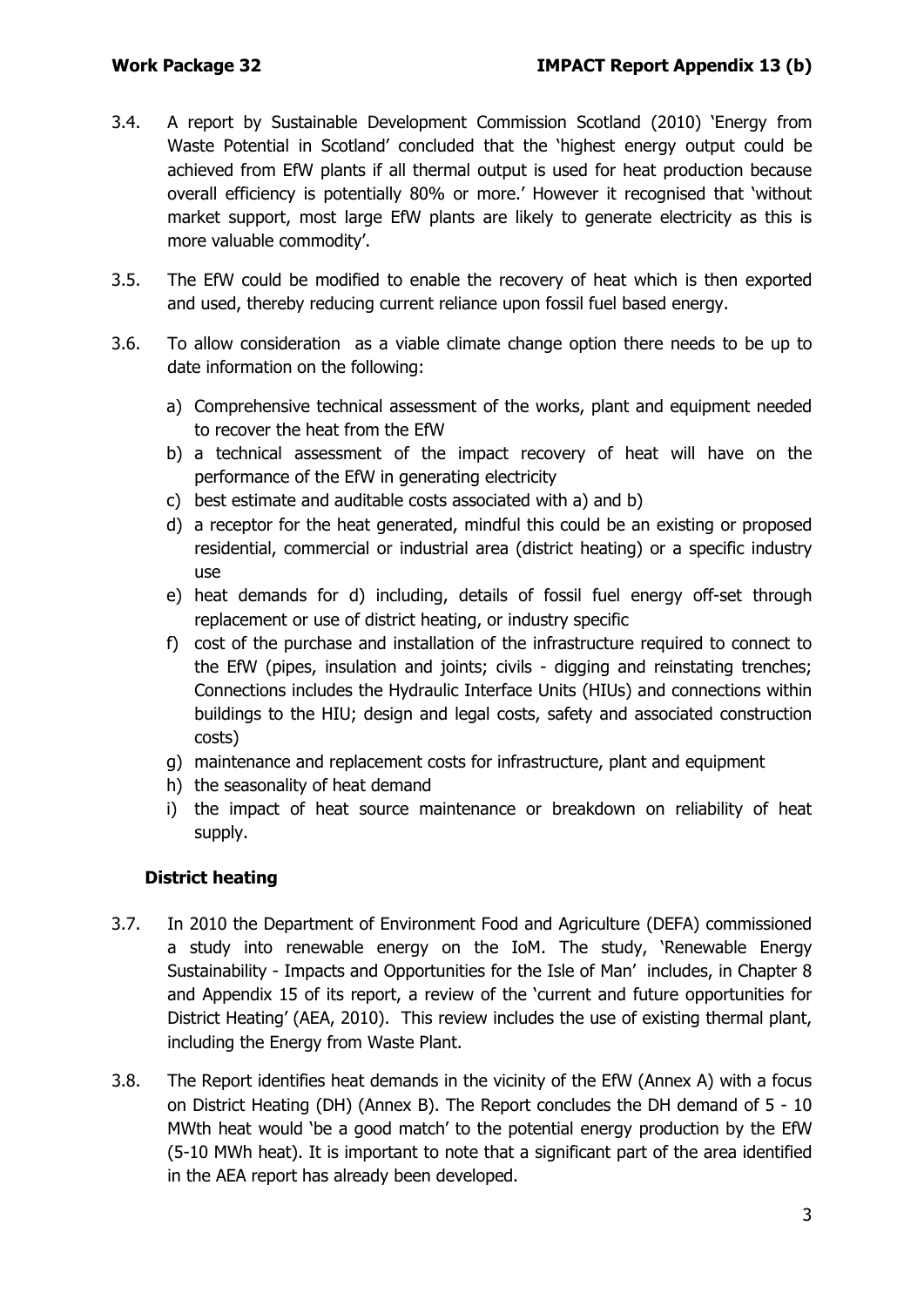3.4. A report by Sustainable Development Commission Scotland (2010) 'Energy from Waste Potential in Scotland' concluded that the 'highest energy output could be achieved from EfW plants if all thermal output is used for heat production because overall efficiency is potentially 80% or more.' However it recognised that 'without market support, most large EfW plants are likely to generate electricity as this is more valuable commodity'.

3.5. The EfW could be modified to enable the recovery of heat which is then exported and used, thereby reducing current reliance upon fossil fuel based energy.

3.6. To allow consideration as a viable climate change option there needs to be up to date information on the following:

a) Comprehensive technical assessment of the works, plant and equipment needed to recover the heat from the EfW
b) a technical assessment of the impact recovery of heat will have on the performance of the EfW in generating electricity
c) best estimate and auditable costs associated with a) and b)
d) a receptor for the heat generated, mindful this could be an existing or proposed residential, commercial or industrial area (district heating) or a specific industry use
e) heat demands for d) including, details of fossil fuel energy off-set through replacement or use of district heating, or industry specific
f) cost of the purchase and installation of the infrastructure required to connect to the EfW (pipes, insulation and joints; civils - digging and reinstating trenches; Connections includes the Hydraulic Interface Units (HIUs) and connections within buildings to the HIU; design and legal costs, safety and associated construction costs)
g) maintenance and replacement costs for infrastructure, plant and equipment
h) the seasonality of heat demand
i) the impact of heat source maintenance or breakdown on reliability of heat supply.

**District heating**

3.7. In 2010 the Department of Environment Food and Agriculture (DEFA) commissioned a study into renewable energy on the IoM. The study, 'Renewable Energy Sustainability - Impacts and Opportunities for the Isle of Man' includes, in Chapter 8 and Appendix 15 of its report, a review of the 'current and future opportunities for District Heating' (AEA, 2010). This review includes the use of existing thermal plant, including the Energy from Waste Plant.

3.8. The Report identifies heat demands in the vicinity of the EfW (Annex A) with a focus on District Heating (DH) (Annex B). The Report concludes the DH demand of 5 - 10 MWth heat would 'be a good match' to the potential energy production by the EfW (5-10 MWh heat). It is important to note that a significant part of the area identified in the AEA report has already been developed.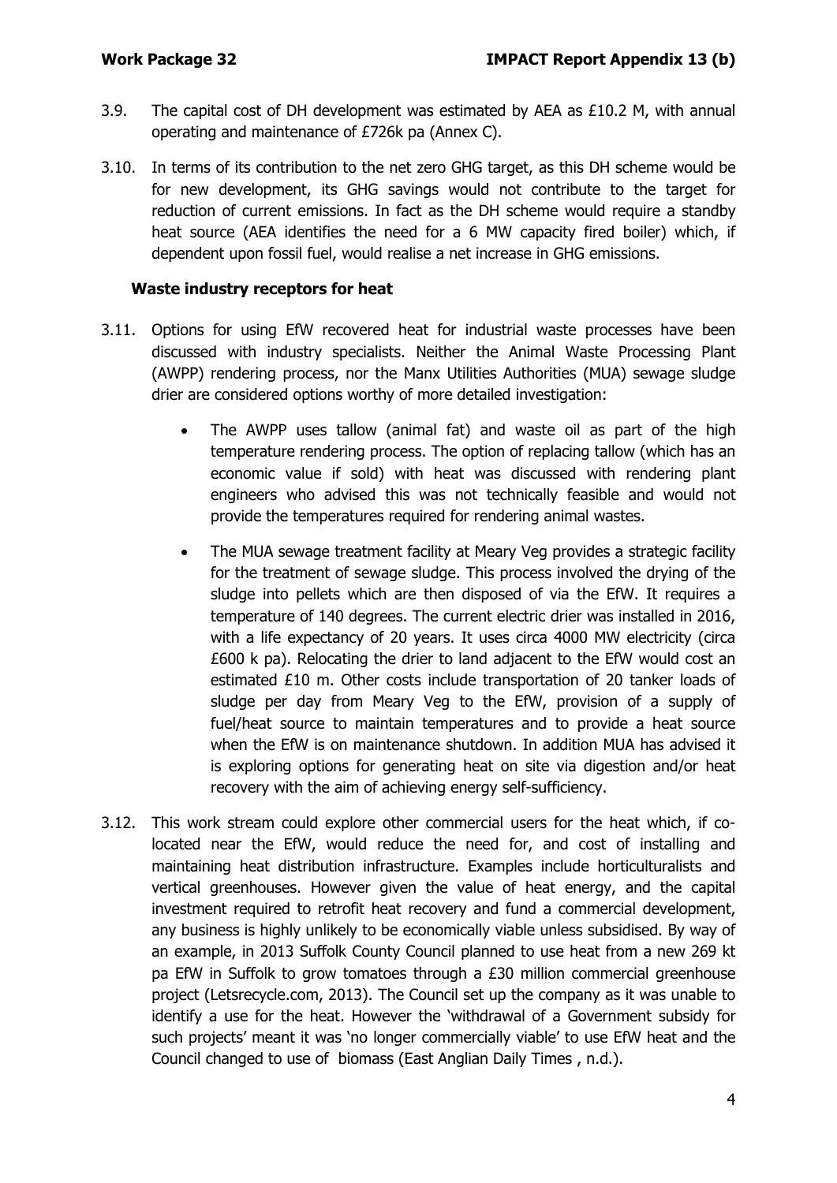3.9. The capital cost of DH development was estimated by AEA as £10.2 M, with annual operating and maintenance of £726k pa (Annex C).

3.10. In terms of its contribution to the net zero GHG target, as this DH scheme would be for new development, its GHG savings would not contribute to the target for reduction of current emissions. In fact as the DH scheme would require a standby heat source (AEA identifies the need for a 6 MW capacity fired boiler) which, if dependent upon fossil fuel, would realise a net increase in GHG emissions.

### Waste industry receptors for heat

3.11. Options for using EfW recovered heat for industrial waste processes have been discussed with industry specialists. Neither the Animal Waste Processing Plant (AWPP) rendering process, nor the Manx Utilities Authorities (MUA) sewage sludge drier are considered options worthy of more detailed investigation:

- The AWPP uses tallow (animal fat) and waste oil as part of the high temperature rendering process. The option of replacing tallow (which has an economic value if sold) with heat was discussed with rendering plant engineers who advised this was not technically feasible and would not provide the temperatures required for rendering animal wastes.
- The MUA sewage treatment facility at Meary Veg provides a strategic facility for the treatment of sewage sludge. This process involved the drying of the sludge into pellets which are then disposed of via the EfW. It requires a temperature of 140 degrees. The current electric drier was installed in 2016, with a life expectancy of 20 years. It uses circa 4000 MW electricity (circa £600 k pa). Relocating the drier to land adjacent to the EfW would cost an estimated £10 m. Other costs include transportation of 20 tanker loads of sludge per day from Meary Veg to the EfW, provision of a supply of fuel/heat source to maintain temperatures and to provide a heat source when the EfW is on maintenance shutdown. In addition MUA has advised it is exploring options for generating heat on site via digestion and/or heat recovery with the aim of achieving energy self-sufficiency.

3.12. This work stream could explore other commercial users for the heat which, if co-located near the EfW, would reduce the need for, and cost of installing and maintaining heat distribution infrastructure. Examples include horticulturalists and vertical greenhouses. However given the value of heat energy, and the capital investment required to retrofit heat recovery and fund a commercial development, any business is highly unlikely to be economically viable unless subsidised. By way of an example, in 2013 Suffolk County Council planned to use heat from a new 269 kt pa EfW in Suffolk to grow tomatoes through a £30 million commercial greenhouse project (Letsrecycle.com, 2013). The Council set up the company as it was unable to identify a use for the heat. However the 'withdrawal of a Government subsidy for such projects' meant it was 'no longer commercially viable' to use EfW heat and the Council changed to use of biomass (East Anglian Daily Times , n.d.).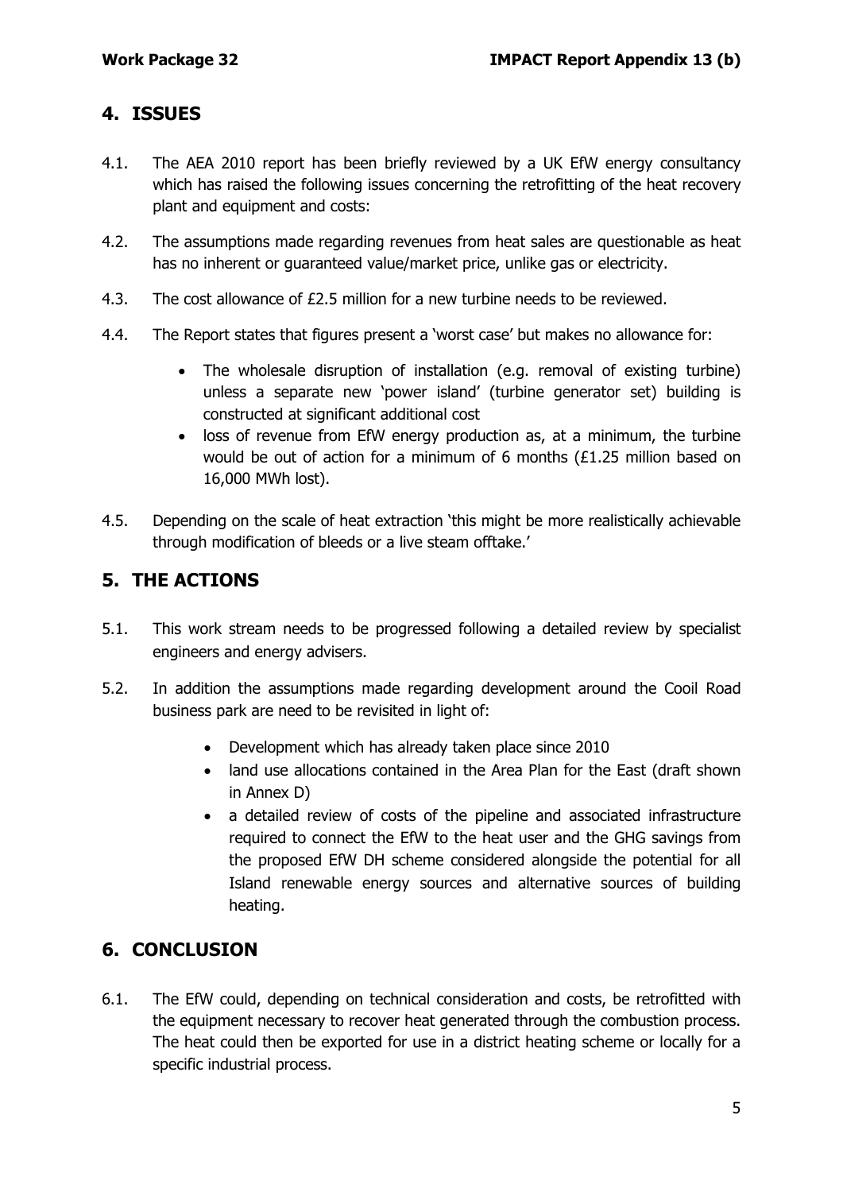## 4. ISSUES

4.1. The AEA 2010 report has been briefly reviewed by a UK EfW energy consultancy which has raised the following issues concerning the retrofitting of the heat recovery plant and equipment and costs:

4.2. The assumptions made regarding revenues from heat sales are questionable as heat has no inherent or guaranteed value/market price, unlike gas or electricity.

4.3. The cost allowance of £2.5 million for a new turbine needs to be reviewed.

4.4. The Report states that figures present a 'worst case' but makes no allowance for:

- The wholesale disruption of installation (e.g. removal of existing turbine) unless a separate new 'power island' (turbine generator set) building is constructed at significant additional cost
- loss of revenue from EfW energy production as, at a minimum, the turbine would be out of action for a minimum of 6 months (£1.25 million based on 16,000 MWh lost).

4.5. Depending on the scale of heat extraction 'this might be more realistically achievable through modification of bleeds or a live steam offtake.'

## 5. THE ACTIONS

5.1. This work stream needs to be progressed following a detailed review by specialist engineers and energy advisers.

5.2. In addition the assumptions made regarding development around the Cooil Road business park are need to be revisited in light of:

- Development which has already taken place since 2010
- land use allocations contained in the Area Plan for the East (draft shown in Annex D)
- a detailed review of costs of the pipeline and associated infrastructure required to connect the EfW to the heat user and the GHG savings from the proposed EfW DH scheme considered alongside the potential for all Island renewable energy sources and alternative sources of building heating.

## 6. CONCLUSION

6.1. The EfW could, depending on technical consideration and costs, be retrofitted with the equipment necessary to recover heat generated through the combustion process. The heat could then be exported for use in a district heating scheme or locally for a specific industrial process.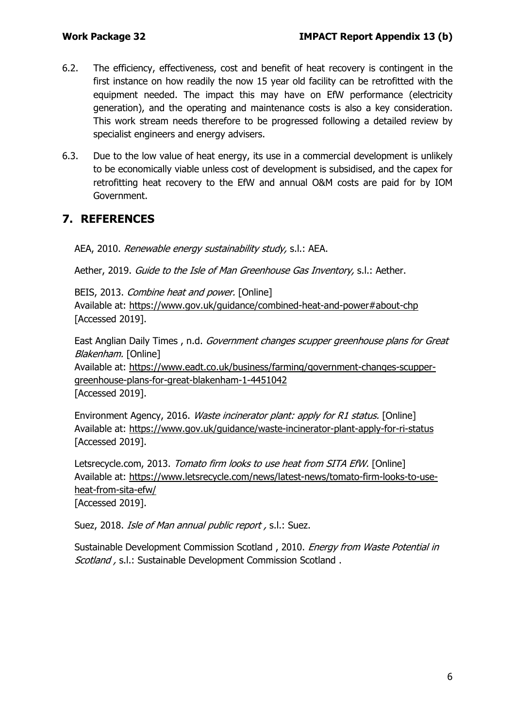6.2. The efficiency, effectiveness, cost and benefit of heat recovery is contingent in the first instance on how readily the now 15 year old facility can be retrofitted with the equipment needed. The impact this may have on EfW performance (electricity generation), and the operating and maintenance costs is also a key consideration. This work stream needs therefore to be progressed following a detailed review by specialist engineers and energy advisers.

6.3. Due to the low value of heat energy, its use in a commercial development is unlikely to be economically viable unless cost of development is subsidised, and the capex for retrofitting heat recovery to the EfW and annual O&M costs are paid for by IOM Government.

## 7. REFERENCES

AEA, 2010. *Renewable energy sustainability study,* s.l.: AEA.

Aether, 2019. *Guide to the Isle of Man Greenhouse Gas Inventory,* s.l.: Aether.

BEIS, 2013. *Combine heat and power.* [Online]
Available at: https://www.gov.uk/guidance/combined-heat-and-power#about-chp
[Accessed 2019].

East Anglian Daily Times , n.d. *Government changes scupper greenhouse plans for Great Blakenham.* [Online]
Available at: https://www.eadt.co.uk/business/farming/government-changes-scupper-greenhouse-plans-for-great-blakenham-1-4451042
[Accessed 2019].

Environment Agency, 2016. *Waste incinerator plant: apply for R1 status.* [Online]
Available at: https://www.gov.uk/guidance/waste-incinerator-plant-apply-for-ri-status
[Accessed 2019].

Letsrecycle.com, 2013. *Tomato firm looks to use heat from SITA EfW.* [Online]
Available at: https://www.letsrecycle.com/news/latest-news/tomato-firm-looks-to-use-heat-from-sita-efw/
[Accessed 2019].

Suez, 2018. *Isle of Man annual public report ,* s.l.: Suez.

Sustainable Development Commission Scotland , 2010. *Energy from Waste Potential in Scotland ,* s.l.: Sustainable Development Commission Scotland .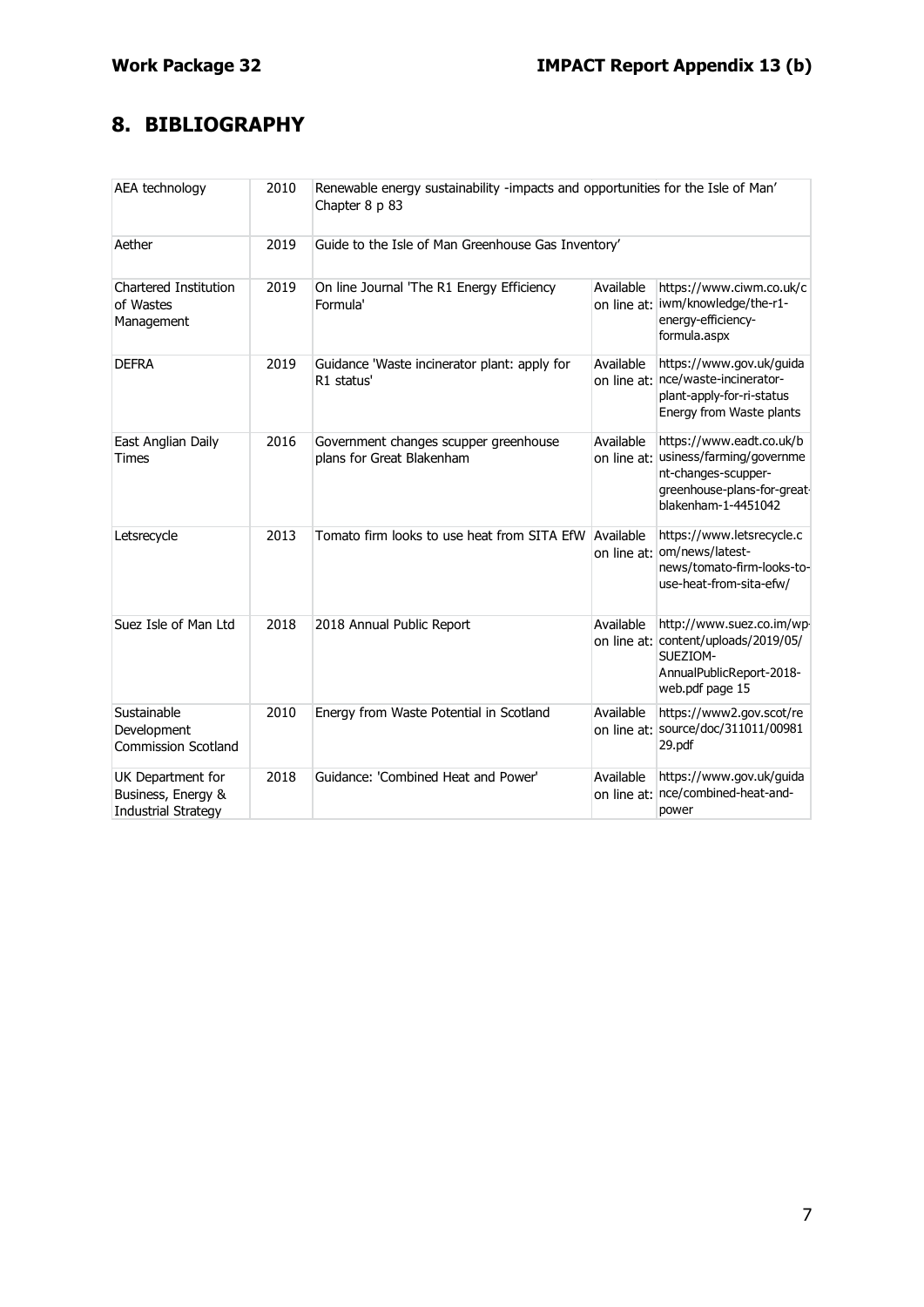## 8. BIBLIOGRAPHY

| | | | | |
|---|---|---|---|---|
| AEA technology | 2010 | Renewable energy sustainability -impacts and opportunities for the Isle of Man' Chapter 8 p 83 | | |
| Aether | 2019 | Guide to the Isle of Man Greenhouse Gas Inventory' | | |
| Chartered Institution of Wastes Management | 2019 | On line Journal 'The R1 Energy Efficiency Formula' | Available on line at: | https://www.ciwm.co.uk/ciwm/knowledge/the-r1-energy-efficiency-formula.aspx |
| DEFRA | 2019 | Guidance 'Waste incinerator plant: apply for R1 status' | Available on line at: | https://www.gov.uk/guidance/waste-incinerator-plant-apply-for-ri-status Energy from Waste plants |
| East Anglian Daily Times | 2016 | Government changes scupper greenhouse plans for Great Blakenham | Available on line at: | https://www.eadt.co.uk/business/farming/government-changes-scupper-greenhouse-plans-for-great-blakenham-1-4451042 |
| Letsrecycle | 2013 | Tomato firm looks to use heat from SITA EfW | Available on line at: | https://www.letsrecycle.com/news/latest-news/tomato-firm-looks-to-use-heat-from-sita-efw/ |
| Suez Isle of Man Ltd | 2018 | 2018 Annual Public Report | Available on line at: | http://www.suez.co.im/wp-content/uploads/2019/05/SUEZIOM-AnnualPublicReport-2018-web.pdf page 15 |
| Sustainable Development Commission Scotland | 2010 | Energy from Waste Potential in Scotland | Available on line at: | https://www2.gov.scot/resource/doc/311011/0098129.pdf |
| UK Department for Business, Energy & Industrial Strategy | 2018 | Guidance: 'Combined Heat and Power' | Available on line at: | https://www.gov.uk/guidance/combined-heat-and-power |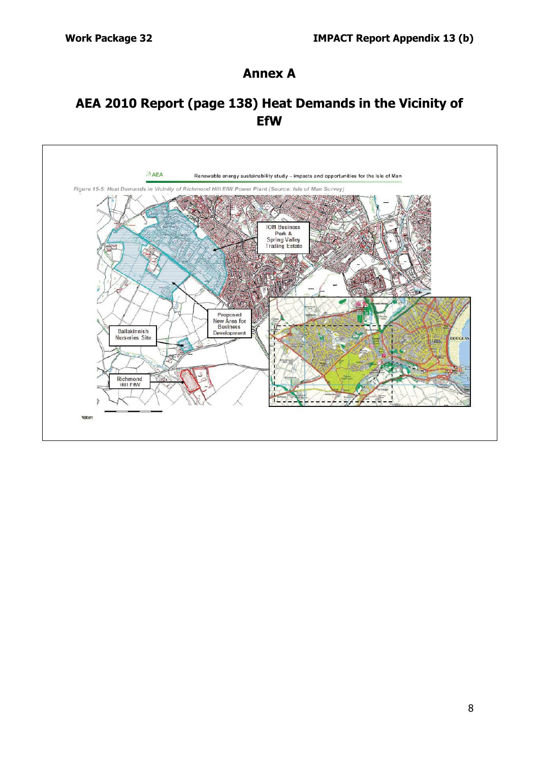# Annex A

## AEA 2010 Report (page 138) Heat Demands in the Vicinity of EfW

AEA Renewable energy sustainability study – impacts and opportunities for the Isle of Man

*Figure 15-5: Heat Demands in Vicinity of Richmond Hill EfW Power Plant (Source: Isle of Man Survey)*

IOM Business Park & Spring Valley Trading Estate

Proposed New Area for Business Development

Ballakinnish Nurseries Site

Richmond Hill EfW

DOUGLAS

100m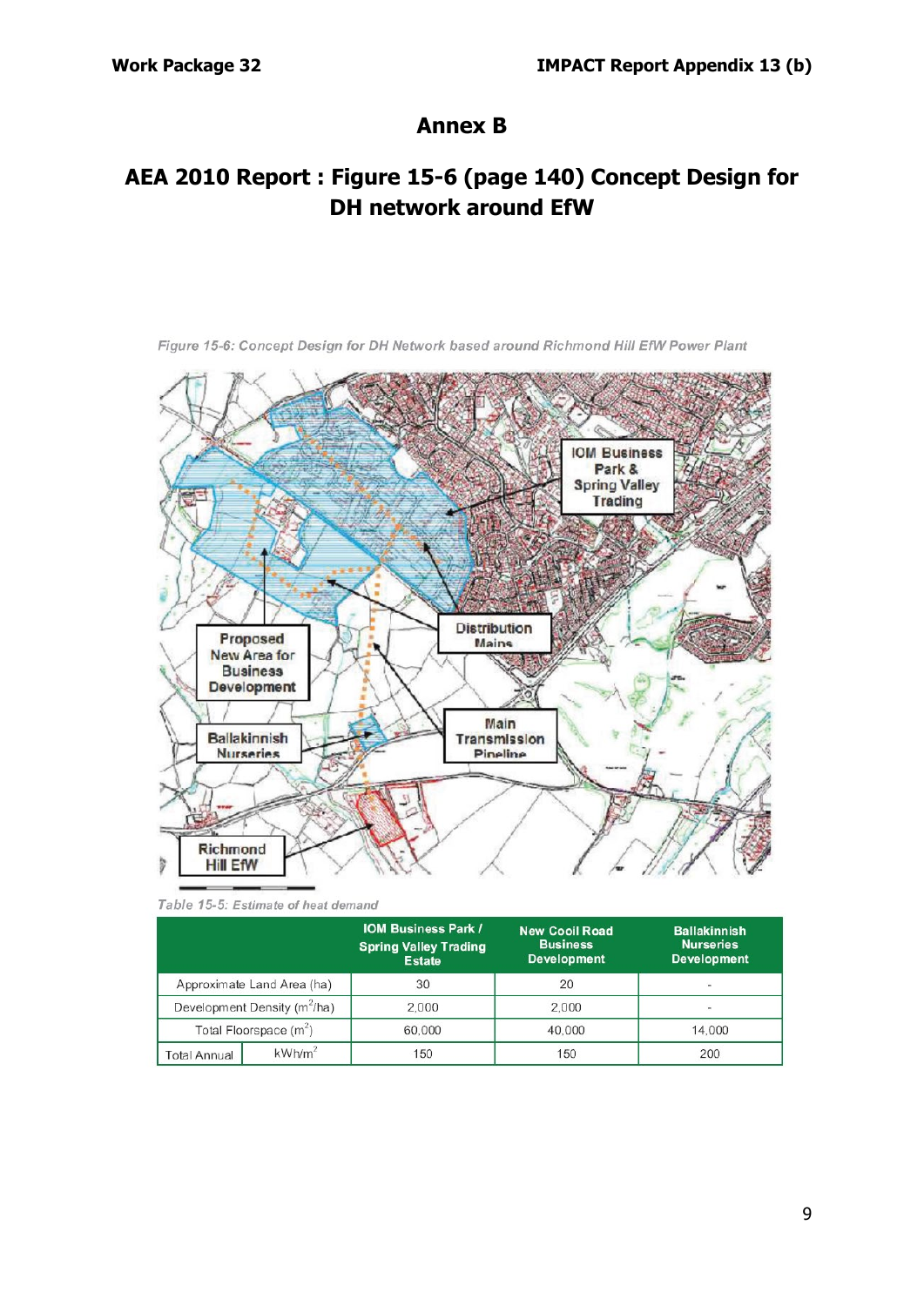# Annex B

## AEA 2010 Report : Figure 15-6 (page 140) Concept Design for DH network around EfW

*Figure 15-6: Concept Design for DH Network based around Richmond Hill EfW Power Plant*

*Table 15-5: Estimate of heat demand*

| | | IOM Business Park / Spring Valley Trading Estate | New Cooil Road Business Development | Ballakinnish Nurseries Development |
|---|---|---|---|---|
| Approximate Land Area (ha) | | 30 | 20 | - |
| Development Density ($m^2$/ha) | | 2,000 | 2,000 | - |
| Total Floorspace ($m^2$) | | 60,000 | 40,000 | 14,000 |
| Total Annual | kWh/$m^2$ | 150 | 150 | 200 |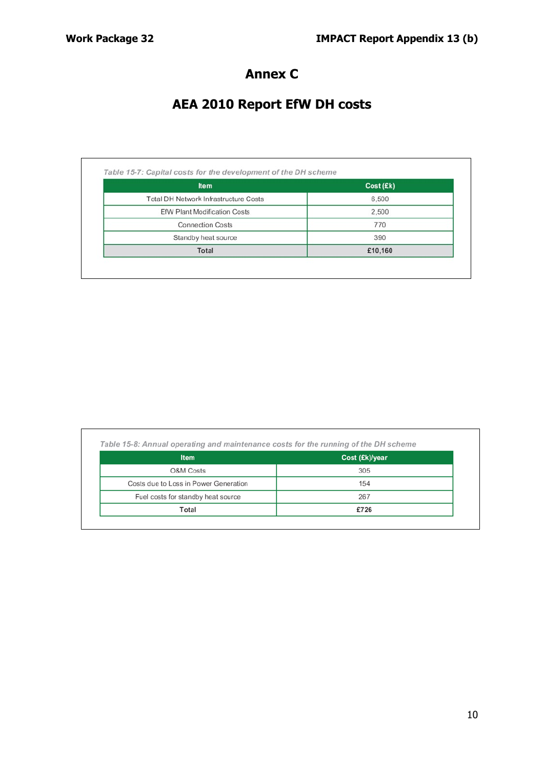# Annex C

## AEA 2010 Report EfW DH costs

*Table 15-7: Capital costs for the development of the DH scheme*

| Item | Cost (£k) |
|---|---|
| Total DH Network Infrastructure Costs | 6,500 |
| EfW Plant Modification Costs | 2,500 |
| Connection Costs | 770 |
| Standby heat source | 390 |
| **Total** | **£10,160** |

*Table 15-8: Annual operating and maintenance costs for the running of the DH scheme*

| Item | Cost (£k)/year |
|---|---|
| O&M Costs | 305 |
| Costs due to Loss in Power Generation | 154 |
| Fuel costs for standby heat source | 267 |
| **Total** | **£726** |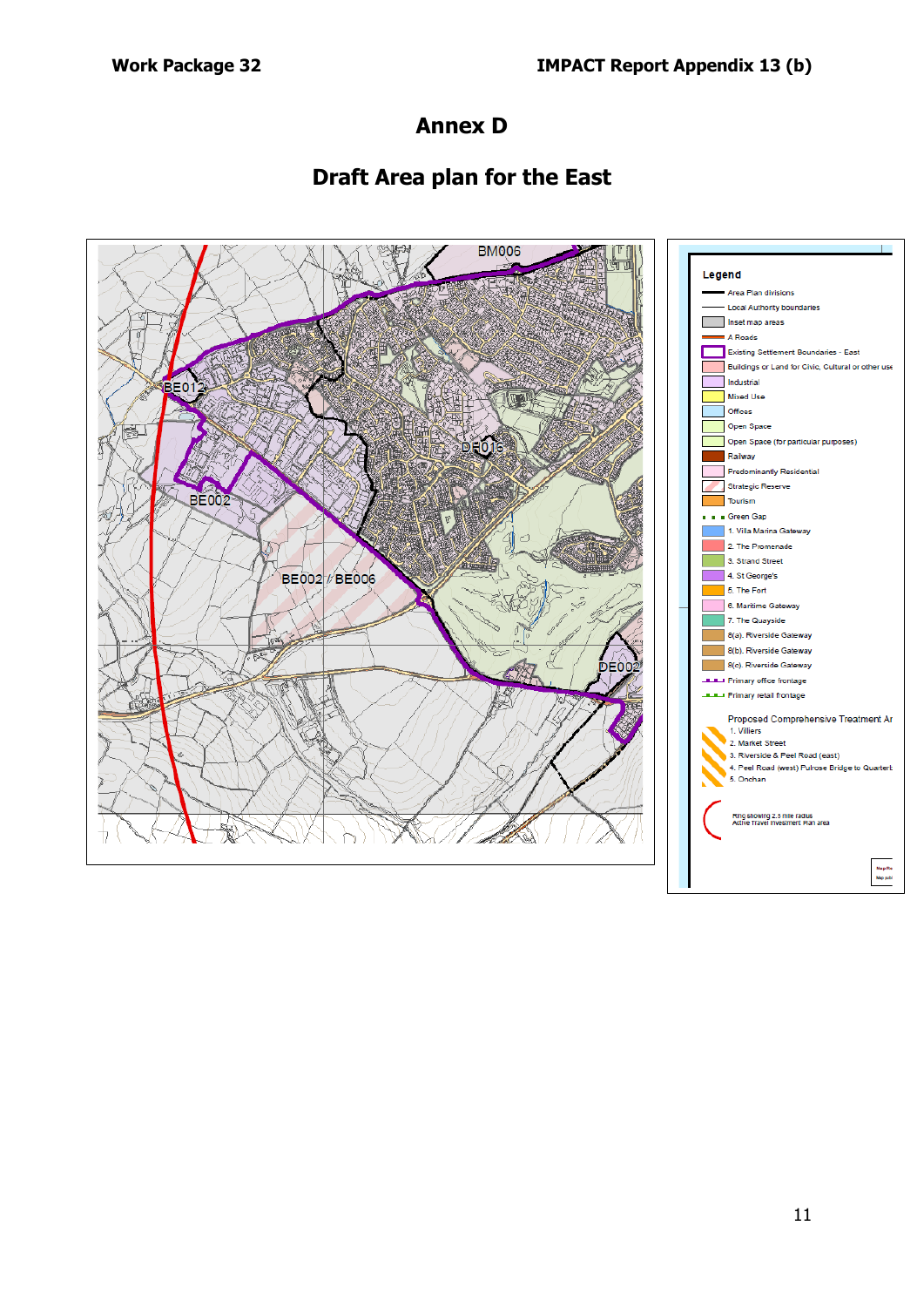# Annex D

## Draft Area plan for the East

BM006

BE012

DE016

BE002

BE002 / BE006

DE002

**Legend**

- Area Plan divisions
- Local Authority boundaries
- Inset map areas
- A Roads
- Existing Settlement Boundaries - East
- Buildings or Land for Civic, Cultural or other use
- Industrial
- Mixed Use
- Offices
- Open Space
- Open Space (for particular purposes)
- Railway
- Predominantly Residential
- Strategic Reserve
- Tourism
- Green Gap
- 1. Villa Marina Gateway
- 2. The Promenade
- 3. Strand Street
- 4. St George's
- 5. The Fort
- 6. Maritime Gateway
- 7. The Quayside
- 8(a). Riverside Gateway
- 8(b). Riverside Gateway
- 8(c). Riverside Gateway
- Primary office frontage
- Primary retail frontage

Proposed Comprehensive Treatment Ar

1. Villiers
2. Market Street
3. Riverside & Peel Road (east)
4. Peel Road (west) Pulrose Bridge to Quarterb
5. Onchan

Ring showing 2.5 mile radius Active Travel Investment Plan area